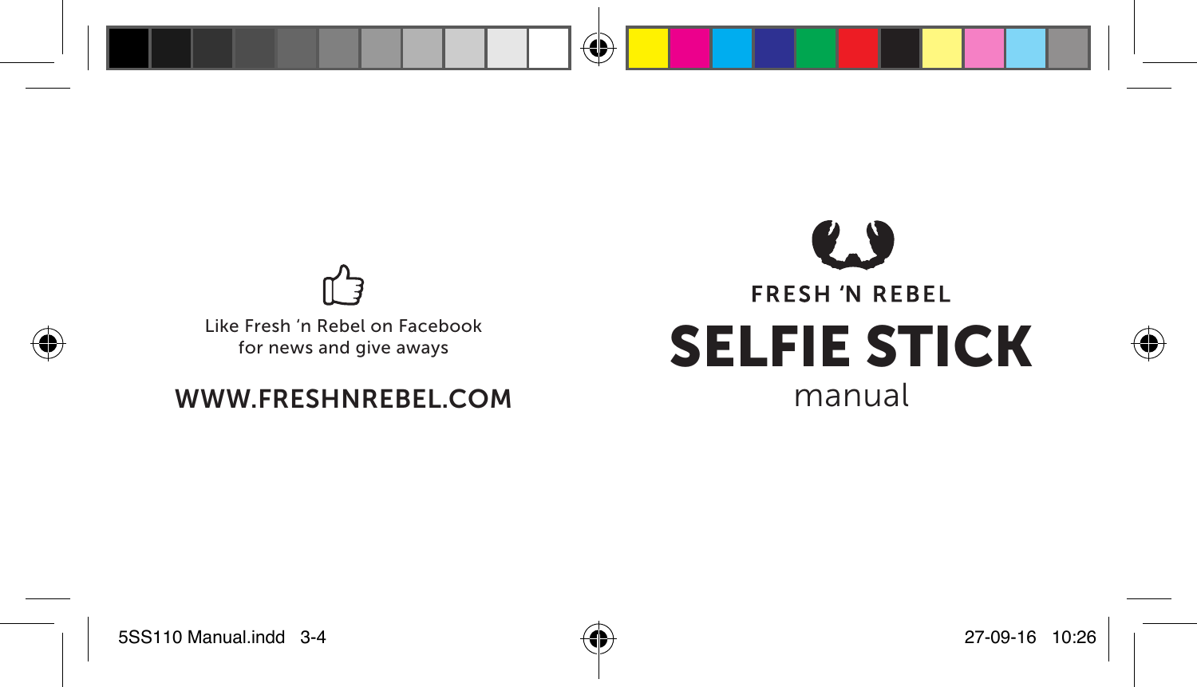Like Fresh 'n Rebel on Facebook
for news and give aways

WWW.FRESHNREBEL.COM

FRESH 'N REBEL

# SELFIE STICK

manual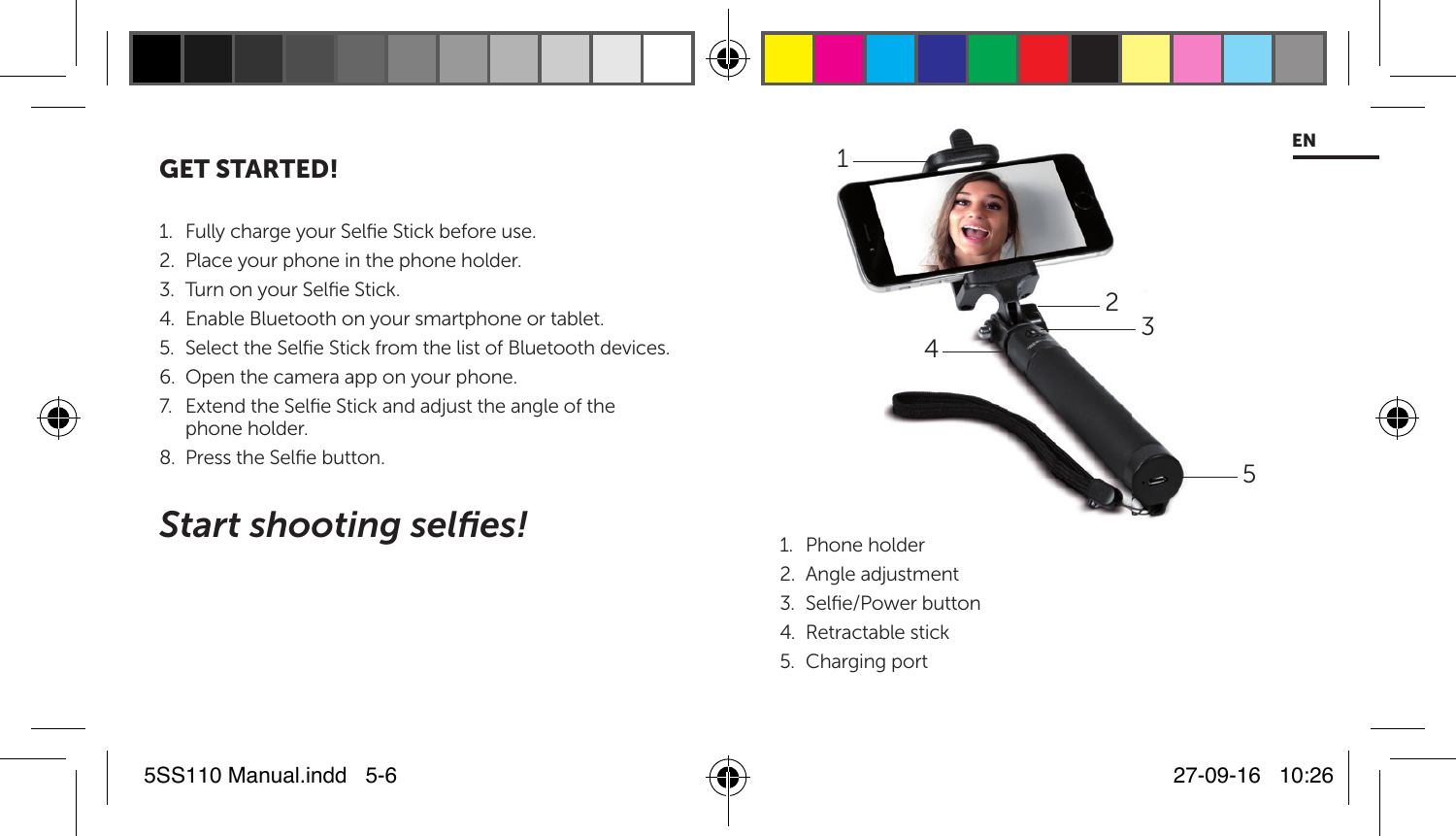## GET STARTED!

1. Fully charge your Selfie Stick before use.
2. Place your phone in the phone holder.
3. Turn on your Selfie Stick.
4. Enable Bluetooth on your smartphone or tablet.
5. Select the Selfie Stick from the list of Bluetooth devices.
6. Open the camera app on your phone.
7. Extend the Selfie Stick and adjust the angle of the phone holder.
8. Press the Selfie button.

## *Start shooting selfies!*

1. Phone holder
2. Angle adjustment
3. Selfie/Power button
4. Retractable stick
5. Charging port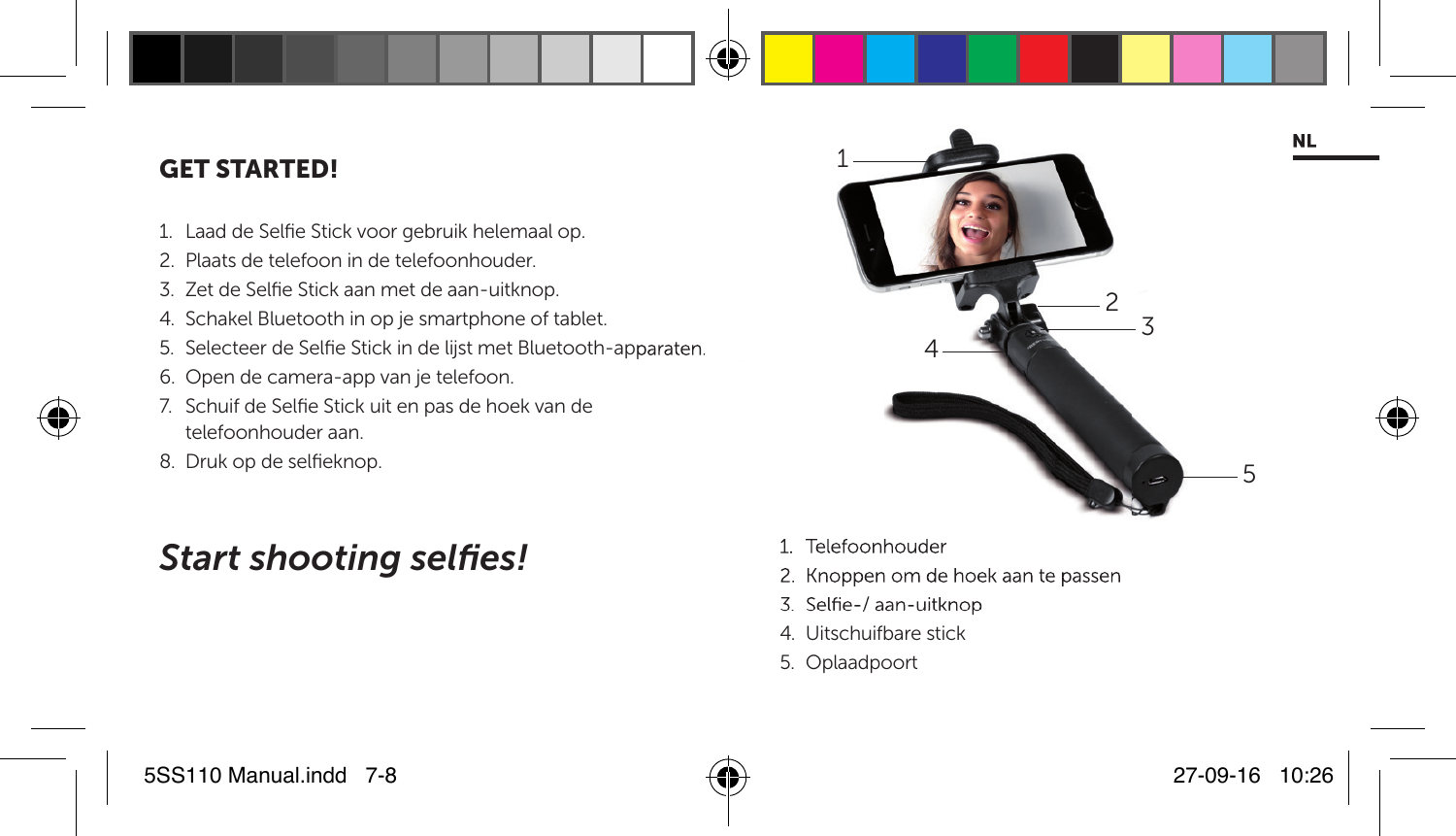## GET STARTED!

1. Laad de Selfie Stick voor gebruik helemaal op.
2. Plaats de telefoon in de telefoonhouder.
3. Zet de Selfie Stick aan met de aan-uitknop.
4. Schakel Bluetooth in op je smartphone of tablet.
5. Selecteer de Selfie Stick in de lijst met Bluetooth-apparaten.
6. Open de camera-app van je telefoon.
7. Schuif de Selfie Stick uit en pas de hoek van de telefoonhouder aan.
8. Druk op de selfieknop.

## *Start shooting selfies!*

1. Telefoonhouder
2. Knoppen om de hoek aan te passen
3. Selfie-/ aan-uitknop
4. Uitschuifbare stick
5. Oplaadpoort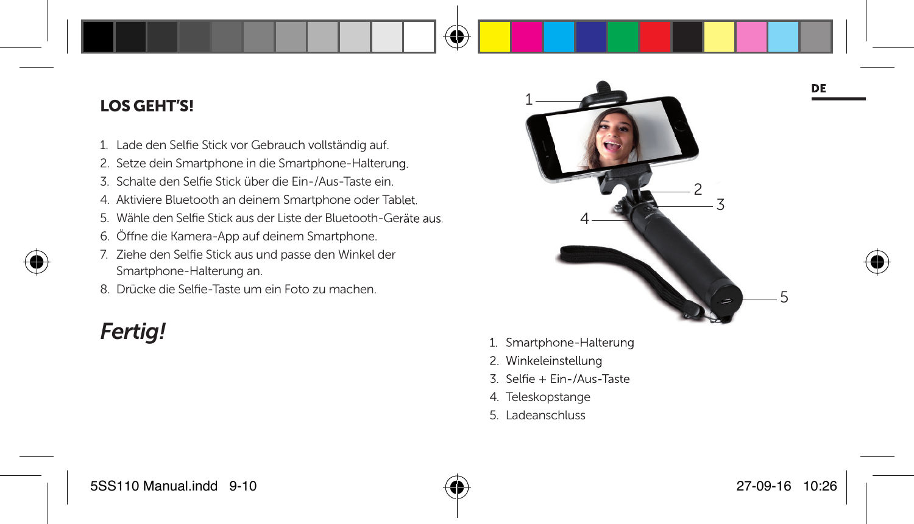## LOS GEHT'S!

1. Lade den Selfie Stick vor Gebrauch vollständig auf.
2. Setze dein Smartphone in die Smartphone-Halterung.
3. Schalte den Selfie Stick über die Ein-/Aus-Taste ein.
4. Aktiviere Bluetooth an deinem Smartphone oder Tablet.
5. Wähle den Selfie Stick aus der Liste der Bluetooth-Geräte aus.
6. Öffne die Kamera-App auf deinem Smartphone.
7. Ziehe den Selfie Stick aus und passe den Winkel der Smartphone-Halterung an.
8. Drücke die Selfie-Taste um ein Foto zu machen.

***Fertig!***

1. Smartphone-Halterung
2. Winkeleinstellung
3. Selfie + Ein-/Aus-Taste
4. Teleskopstange
5. Ladeanschluss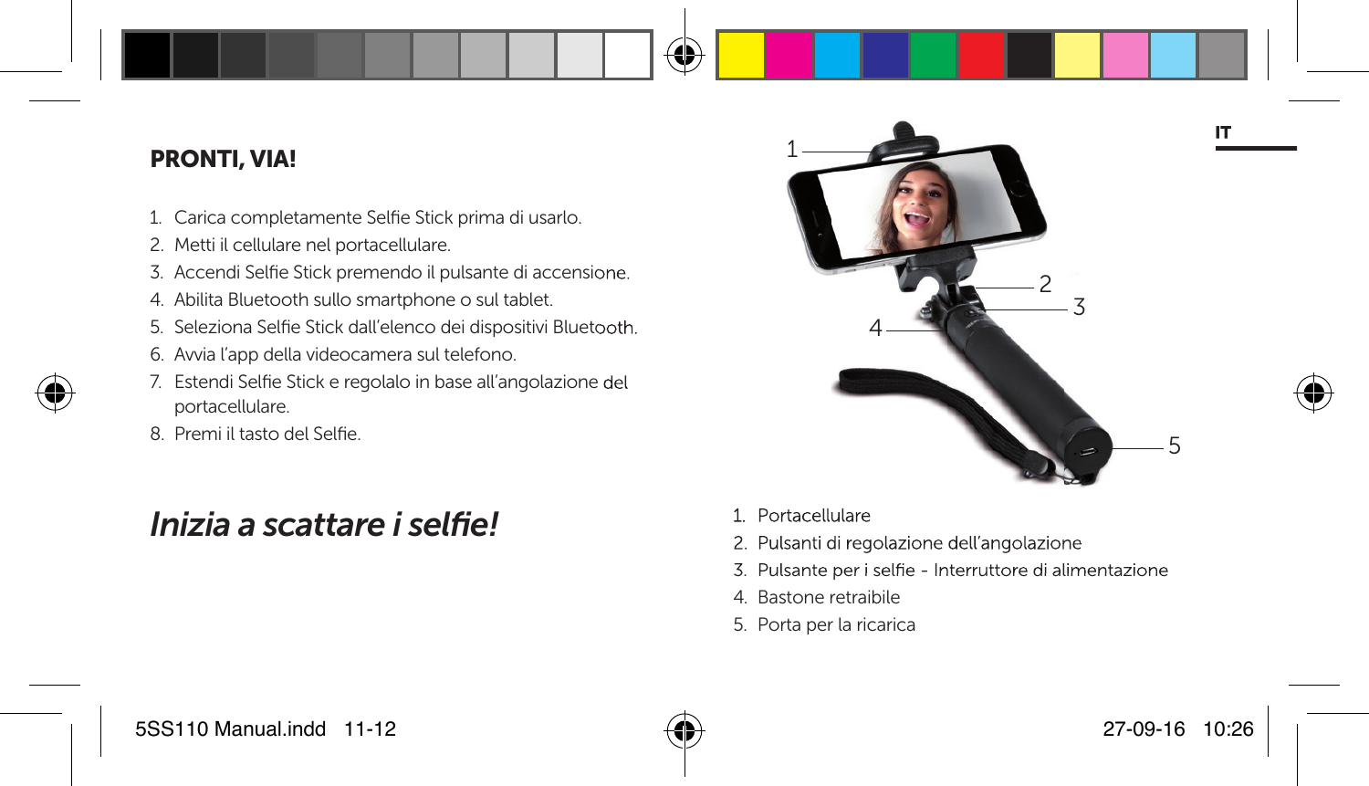## PRONTI, VIA!

1. Carica completamente Selfie Stick prima di usarlo.
2. Metti il cellulare nel portacellulare.
3. Accendi Selfie Stick premendo il pulsante di accensione.
4. Abilita Bluetooth sullo smartphone o sul tablet.
5. Seleziona Selfie Stick dall'elenco dei dispositivi Bluetooth.
6. Avvia l'app della videocamera sul telefono.
7. Estendi Selfie Stick e regolalo in base all'angolazione del portacellulare.
8. Premi il tasto del Selfie.

***Inizia a scattare i selfie!***

1. Portacellulare
2. Pulsanti di regolazione dell'angolazione
3. Pulsante per i selfie - Interruttore di alimentazione
4. Bastone retraibile
5. Porta per la ricarica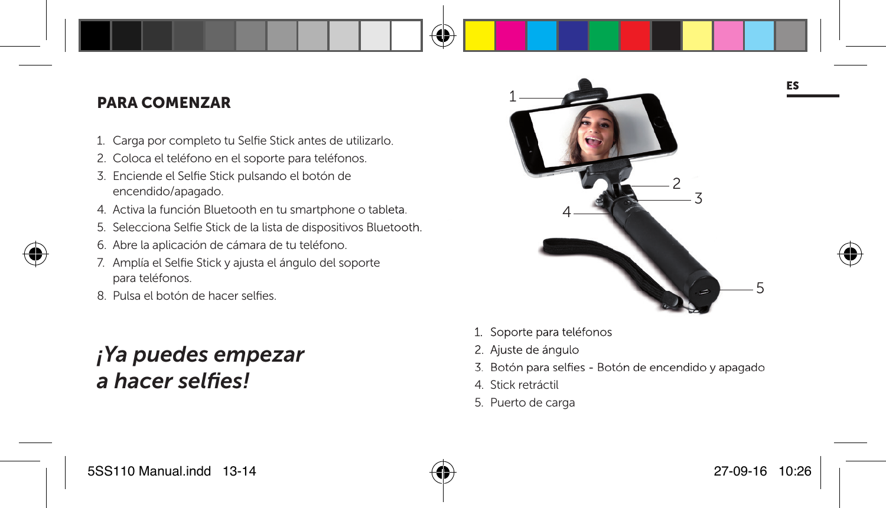## PARA COMENZAR

1. Carga por completo tu Selfie Stick antes de utilizarlo.
2. Coloca el teléfono en el soporte para teléfonos.
3. Enciende el Selfie Stick pulsando el botón de encendido/apagado.
4. Activa la función Bluetooth en tu smartphone o tableta.
5. Selecciona Selfie Stick de la lista de dispositivos Bluetooth.
6. Abre la aplicación de cámara de tu teléfono.
7. Amplía el Selfie Stick y ajusta el ángulo del soporte para teléfonos.
8. Pulsa el botón de hacer selfies.

***¡Ya puedes empezar a hacer selfies!***

1. Soporte para teléfonos
2. Ajuste de ángulo
3. Botón para selfies - Botón de encendido y apagado
4. Stick retráctil
5. Puerto de carga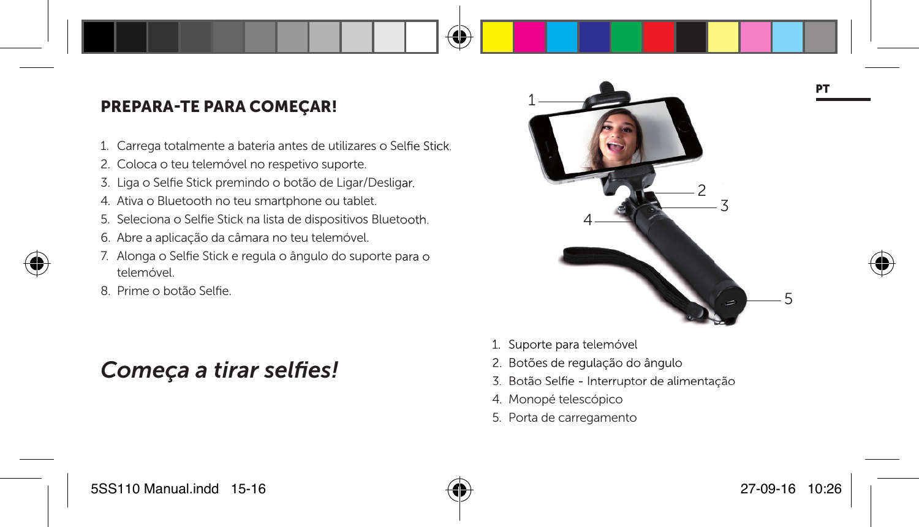## PREPARA-TE PARA COMEÇAR!

1. Carrega totalmente a bateria antes de utilizares o Selfie Stick.
2. Coloca o teu telemóvel no respetivo suporte.
3. Liga o Selfie Stick premindo o botão de Ligar/Desligar.
4. Ativa o Bluetooth no teu smartphone ou tablet.
5. Seleciona o Selfie Stick na lista de dispositivos Bluetooth.
6. Abre a aplicação da câmara no teu telemóvel.
7. Alonga o Selfie Stick e regula o ângulo do suporte para o telemóvel.
8. Prime o botão Selfie.

## *Começa a tirar selfies!*

1. Suporte para telemóvel
2. Botões de regulação do ângulo
3. Botão Selfie - Interruptor de alimentação
4. Monopé telescópico
5. Porta de carregamento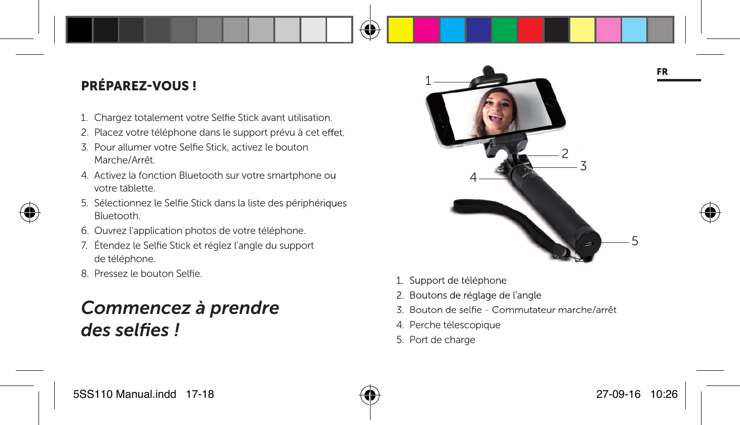## PRÉPAREZ-VOUS !

1. Chargez totalement votre Selfie Stick avant utilisation.
2. Placez votre téléphone dans le support prévu à cet effet.
3. Pour allumer votre Selfie Stick, activez le bouton Marche/Arrêt.
4. Activez la fonction Bluetooth sur votre smartphone ou votre tablette.
5. Sélectionnez le Selfie Stick dans la liste des périphériques Bluetooth.
6. Ouvrez l'application photos de votre téléphone.
7. Étendez le Selfie Stick et réglez l'angle du support de téléphone.
8. Pressez le bouton Selfie.

***Commencez à prendre des selfies !***

1. Support de téléphone
2. Boutons de réglage de l'angle
3. Bouton de selfie - Commutateur marche/arrêt
4. Perche télescopique
5. Port de charge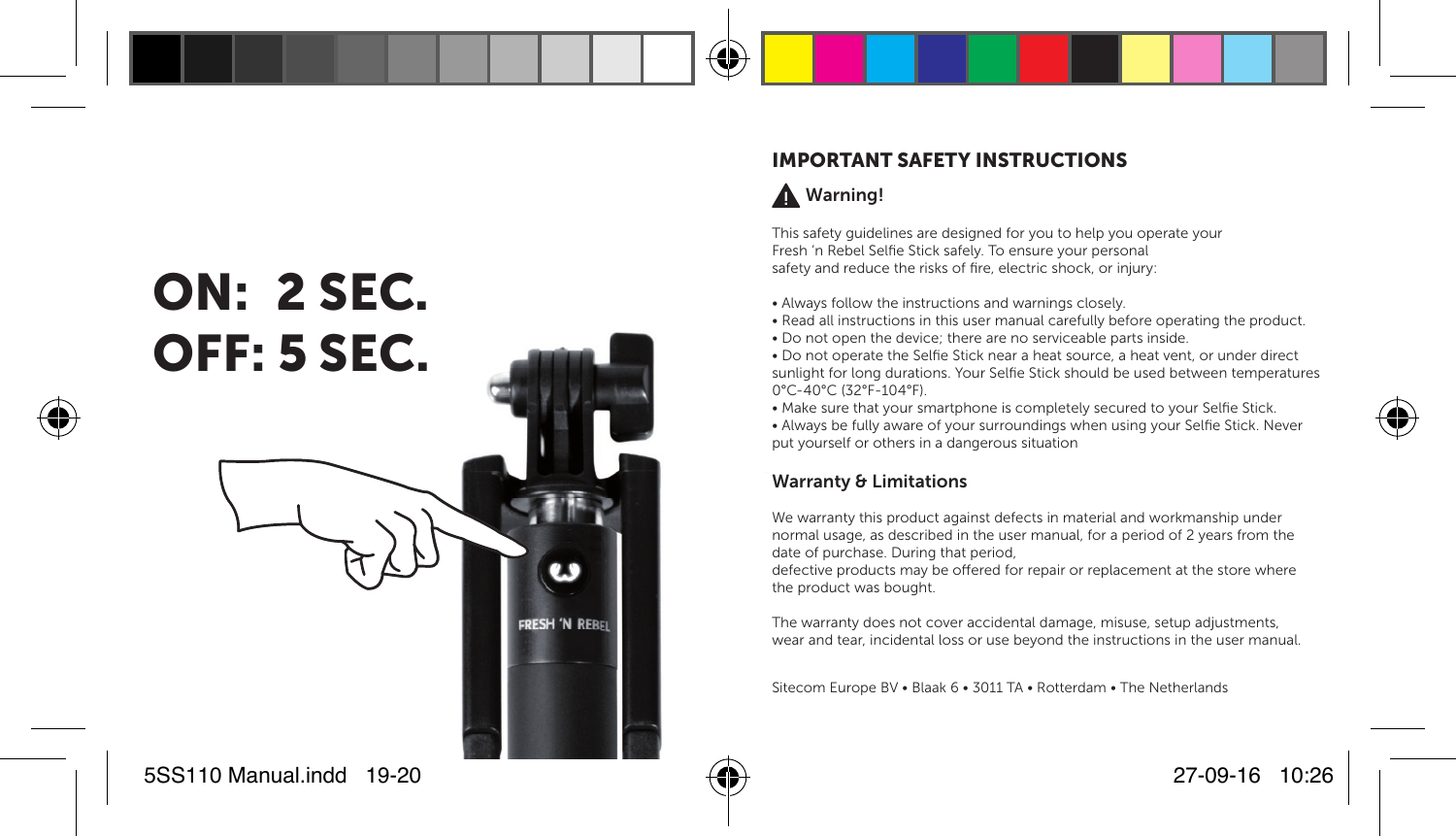# ON: 2 SEC.
# OFF: 5 SEC.

## IMPORTANT SAFETY INSTRUCTIONS

### Warning!

This safety guidelines are designed for you to help you operate your Fresh 'n Rebel Selfie Stick safely. To ensure your personal safety and reduce the risks of fire, electric shock, or injury:

- Always follow the instructions and warnings closely.
- Read all instructions in this user manual carefully before operating the product.
- Do not open the device; there are no serviceable parts inside.
- Do not operate the Selfie Stick near a heat source, a heat vent, or under direct sunlight for long durations. Your Selfie Stick should be used between temperatures 0°C-40°C (32°F-104°F).
- Make sure that your smartphone is completely secured to your Selfie Stick.
- Always be fully aware of your surroundings when using your Selfie Stick. Never put yourself or others in a dangerous situation

### Warranty & Limitations

We warranty this product against defects in material and workmanship under normal usage, as described in the user manual, for a period of 2 years from the date of purchase. During that period,
defective products may be offered for repair or replacement at the store where the product was bought.

The warranty does not cover accidental damage, misuse, setup adjustments, wear and tear, incidental loss or use beyond the instructions in the user manual.

Sitecom Europe BV • Blaak 6 • 3011 TA • Rotterdam • The Netherlands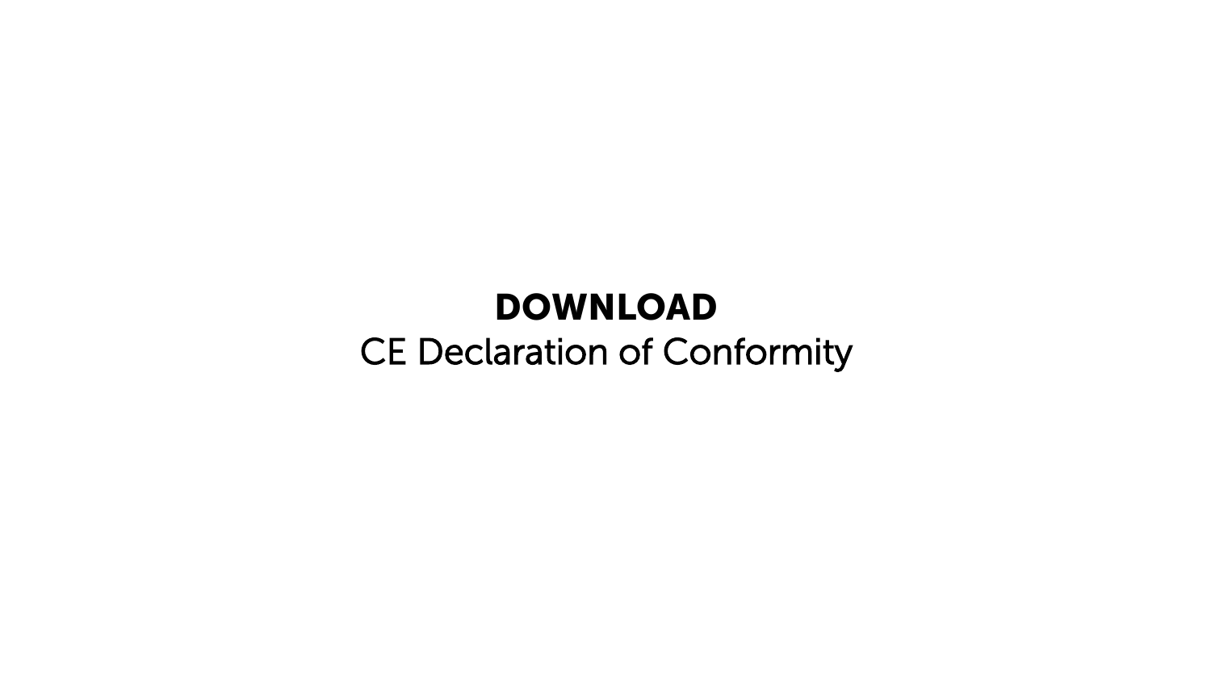**DOWNLOAD**

CE Declaration of Conformity